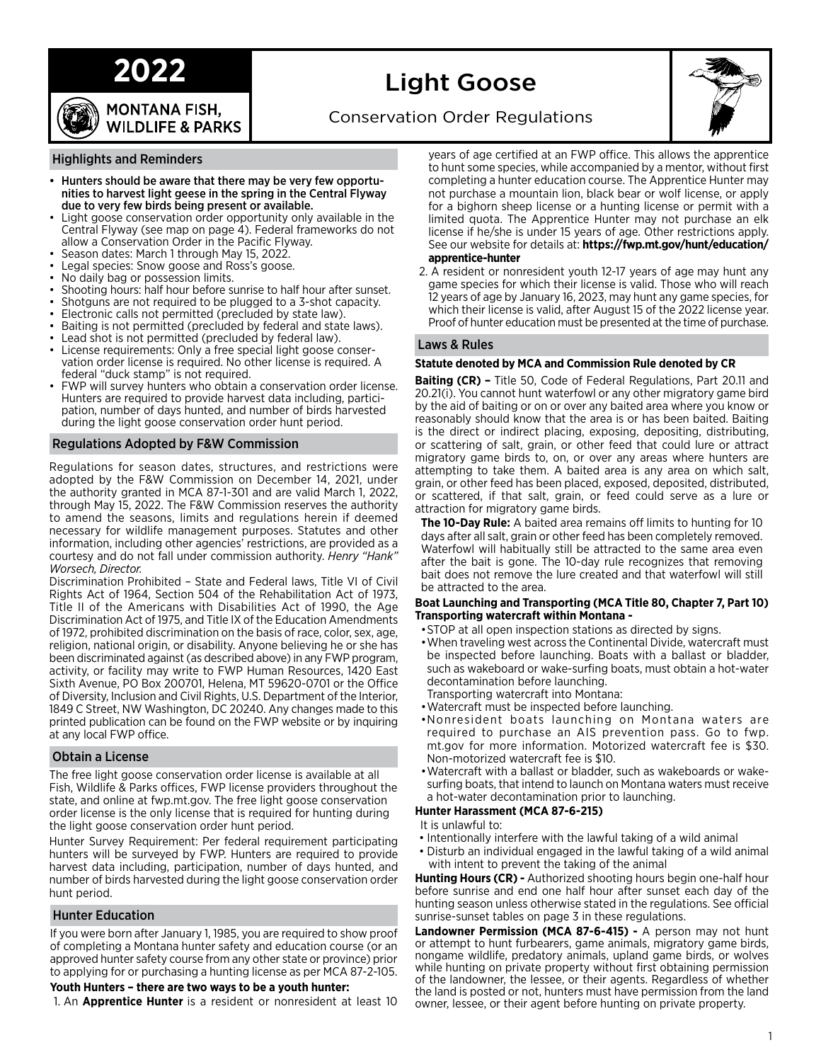# 2022 Light Goose

MONTANA FISH, WILDLIFE & PARKS

## Conservation Order Regulations

### Highlights and Reminders

- **Hunters should be aware that there may be very few opportunities to harvest light geese in the spring in the Central Flyway due to very few birds being present or available.**
- Light goose conservation order opportunity only available in the Central Flyway (see map on page 4). Federal frameworks do not allow a Conservation Order in the Pacific Flyway.
- Season dates: March 1 through May 15, 2022.
- Legal species: Snow goose and Ross's goose.
- No daily bag or possession limits.
- Shooting hours: half hour before sunrise to half hour after sunset.
- Shotguns are not required to be plugged to a 3-shot capacity.
- Electronic calls not permitted (precluded by state law).
- Baiting is not permitted (precluded by federal and state laws).
- Lead shot is not permitted (precluded by federal law).
- License requirements: Only a free special light goose conservation order license is required. No other license is required. A federal "duck stamp" is not required.
- FWP will survey hunters who obtain a conservation order license. Hunters are required to provide harvest data including, participation, number of days hunted, and number of birds harvested during the light goose conservation order hunt period.

### Regulations Adopted by F&W Commission

Regulations for season dates, structures, and restrictions were adopted by the F&W Commission on December 14, 2021, under the authority granted in MCA 87-1-301 and are valid March 1, 2022, through May 15, 2022. The F&W Commission reserves the authority to amend the seasons, limits and regulations herein if deemed necessary for wildlife management purposes. Statutes and other information, including other agencies' restrictions, are provided as a courtesy and do not fall under commission authority. *Henry "Hank" Worsech, Director.*

Discrimination Prohibited – State and Federal laws, Title VI of Civil Rights Act of 1964, Section 504 of the Rehabilitation Act of 1973, Title II of the Americans with Disabilities Act of 1990, the Age Discrimination Act of 1975, and Title IX of the Education Amendments of 1972, prohibited discrimination on the basis of race, color, sex, age, religion, national origin, or disability. Anyone believing he or she has been discriminated against (as described above) in any FWP program, activity, or facility may write to FWP Human Resources, 1420 East Sixth Avenue, PO Box 200701, Helena, MT 59620-0701 or the Office of Diversity, Inclusion and Civil Rights, U.S. Department of the Interior, 1849 C Street, NW Washington, DC 20240. Any changes made to this printed publication can be found on the FWP website or by inquiring at any local FWP office.

### Obtain a License

The free light goose conservation order license is available at all Fish, Wildlife & Parks offices, FWP license providers throughout the state, and online at fwp.mt.gov. The free light goose conservation order license is the only license that is required for hunting during the light goose conservation order hunt period.

Hunter Survey Requirement: Per federal requirement participating hunters will be surveyed by FWP. Hunters are required to provide harvest data including, participation, number of days hunted, and number of birds harvested during the light goose conservation order hunt period.

### Hunter Education

If you were born after January 1, 1985, you are required to show proof of completing a Montana hunter safety and education course (or an approved hunter safety course from any other state or province) prior to applying for or purchasing a hunting license as per MCA 87-2-105.

**Youth Hunters – there are two ways to be a youth hunter:**

1. An **Apprentice Hunter** is a resident or nonresident at least 10 years of age certified at an FWP office. This allows the apprentice to hunt some species, while accompanied by a mentor, without first completing a hunter education course. The Apprentice Hunter may not purchase a mountain lion, black bear or wolf license, or apply for a bighorn sheep license or a hunting license or permit with a limited quota. The Apprentice Hunter may not purchase an elk license if he/she is under 15 years of age. Other restrictions apply. See our website for details at: **https://fwp.mt.gov/hunt/education/apprentice-hunter**
2. A resident or nonresident youth 12-17 years of age may hunt any game species for which their license is valid. Those who will reach 12 years of age by January 16, 2023, may hunt any game species, for which their license is valid, after August 15 of the 2022 license year. Proof of hunter education must be presented at the time of purchase.

### Laws & Rules

**Statute denoted by MCA and Commission Rule denoted by CR**

**Baiting (CR) –** Title 50, Code of Federal Regulations, Part 20.11 and 20.21(i). You cannot hunt waterfowl or any other migratory game bird by the aid of baiting or on or over any baited area where you know or reasonably should know that the area is or has been baited. Baiting is the direct or indirect placing, exposing, depositing, distributing, or scattering of salt, grain, or other feed that could lure or attract migratory game birds to, on, or over any areas where hunters are attempting to take them. A baited area is any area on which salt, grain, or other feed has been placed, exposed, deposited, distributed, or scattered, if that salt, grain, or feed could serve as a lure or attraction for migratory game birds.

**The 10-Day Rule:** A baited area remains off limits to hunting for 10 days after all salt, grain or other feed has been completely removed. Waterfowl will habitually still be attracted to the same area even after the bait is gone. The 10-day rule recognizes that removing bait does not remove the lure created and that waterfowl will still be attracted to the area.

**Boat Launching and Transporting (MCA Title 80, Chapter 7, Part 10) Transporting watercraft within Montana -**

- STOP at all open inspection stations as directed by signs.
- When traveling west across the Continental Divide, watercraft must be inspected before launching. Boats with a ballast or bladder, such as wakeboard or wake-surfing boats, must obtain a hot-water decontamination before launching.

Transporting watercraft into Montana:

- Watercraft must be inspected before launching.
- Nonresident boats launching on Montana waters are required to purchase an AIS prevention pass. Go to fwp.mt.gov for more information. Motorized watercraft fee is $30. Non-motorized watercraft fee is $10.
- Watercraft with a ballast or bladder, such as wakeboards or wake-surfing boats, that intend to launch on Montana waters must receive a hot-water decontamination prior to launching.

**Hunter Harassment (MCA 87-6-215)**

It is unlawful to:

- Intentionally interfere with the lawful taking of a wild animal
- Disturb an individual engaged in the lawful taking of a wild animal with intent to prevent the taking of the animal

**Hunting Hours (CR) -** Authorized shooting hours begin one-half hour before sunrise and end one half hour after sunset each day of the hunting season unless otherwise stated in the regulations. See official sunrise-sunset tables on page 3 in these regulations.

**Landowner Permission (MCA 87-6-415) -** A person may not hunt or attempt to hunt furbearers, game animals, migratory game birds, nongame wildlife, predatory animals, upland game birds, or wolves while hunting on private property without first obtaining permission of the landowner, the lessee, or their agents. Regardless of whether the land is posted or not, hunters must have permission from the land owner, lessee, or their agent before hunting on private property.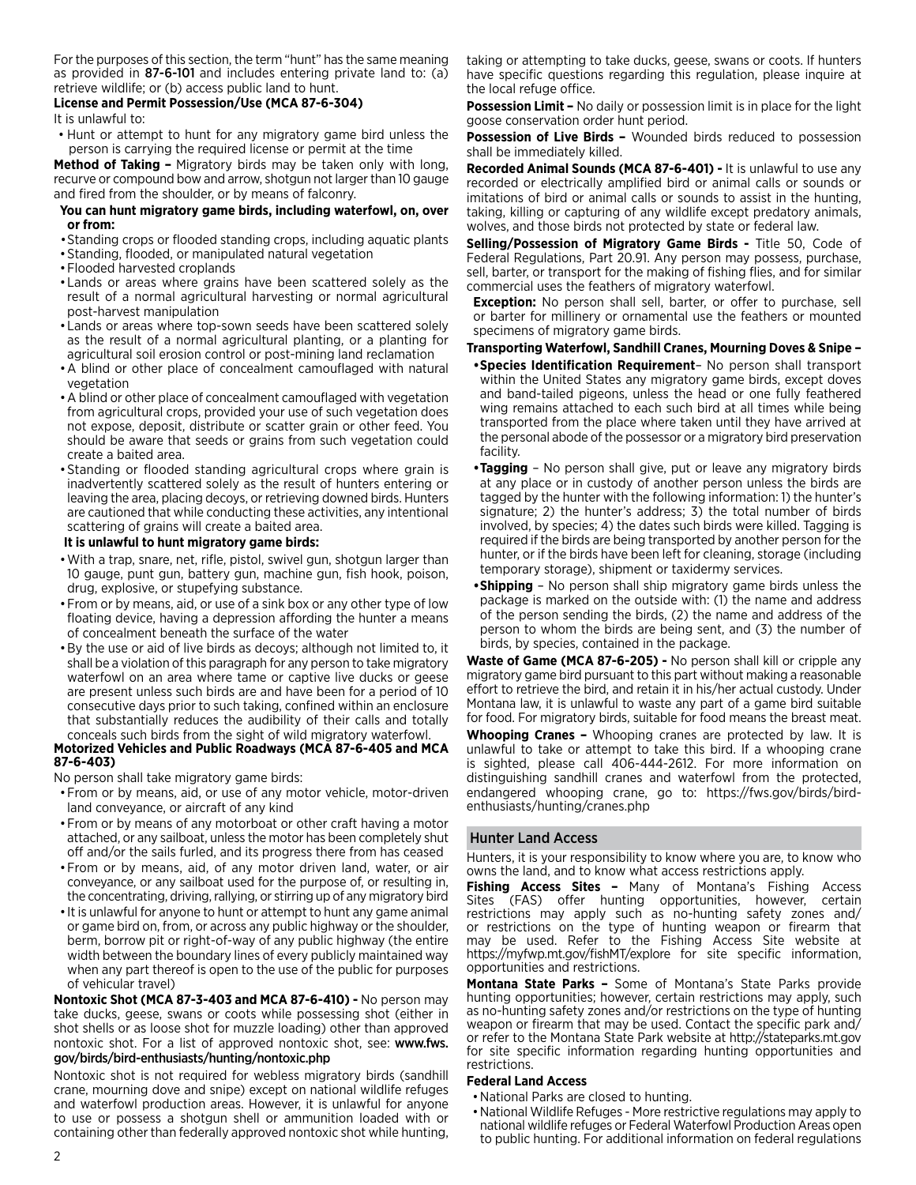For the purposes of this section, the term "hunt" has the same meaning as provided in **87-6-101** and includes entering private land to: (a) retrieve wildlife; or (b) access public land to hunt.

**License and Permit Possession/Use (MCA 87-6-304)**

It is unlawful to:

- Hunt or attempt to hunt for any migratory game bird unless the person is carrying the required license or permit at the time

**Method of Taking –** Migratory birds may be taken only with long, recurve or compound bow and arrow, shotgun not larger than 10 gauge and fired from the shoulder, or by means of falconry.

**You can hunt migratory game birds, including waterfowl, on, over or from:**

- Standing crops or flooded standing crops, including aquatic plants
- Standing, flooded, or manipulated natural vegetation
- Flooded harvested croplands
- Lands or areas where grains have been scattered solely as the result of a normal agricultural harvesting or normal agricultural post-harvest manipulation
- Lands or areas where top-sown seeds have been scattered solely as the result of a normal agricultural planting, or a planting for agricultural soil erosion control or post-mining land reclamation
- A blind or other place of concealment camouflaged with natural vegetation
- A blind or other place of concealment camouflaged with vegetation from agricultural crops, provided your use of such vegetation does not expose, deposit, distribute or scatter grain or other feed. You should be aware that seeds or grains from such vegetation could create a baited area.
- Standing or flooded standing agricultural crops where grain is inadvertently scattered solely as the result of hunters entering or leaving the area, placing decoys, or retrieving downed birds. Hunters are cautioned that while conducting these activities, any intentional scattering of grains will create a baited area.

**It is unlawful to hunt migratory game birds:**

- With a trap, snare, net, rifle, pistol, swivel gun, shotgun larger than 10 gauge, punt gun, battery gun, machine gun, fish hook, poison, drug, explosive, or stupefying substance.
- From or by means, aid, or use of a sink box or any other type of low floating device, having a depression affording the hunter a means of concealment beneath the surface of the water
- By the use or aid of live birds as decoys; although not limited to, it shall be a violation of this paragraph for any person to take migratory waterfowl on an area where tame or captive live ducks or geese are present unless such birds are and have been for a period of 10 consecutive days prior to such taking, confined within an enclosure that substantially reduces the audibility of their calls and totally conceals such birds from the sight of wild migratory waterfowl.

**Motorized Vehicles and Public Roadways (MCA 87-6-405 and MCA 87-6-403)**

No person shall take migratory game birds:

- From or by means, aid, or use of any motor vehicle, motor-driven land conveyance, or aircraft of any kind
- From or by means of any motorboat or other craft having a motor attached, or any sailboat, unless the motor has been completely shut off and/or the sails furled, and its progress there from has ceased
- From or by means, aid, of any motor driven land, water, or air conveyance, or any sailboat used for the purpose of, or resulting in, the concentrating, driving, rallying, or stirring up of any migratory bird
- It is unlawful for anyone to hunt or attempt to hunt any game animal or game bird on, from, or across any public highway or the shoulder, berm, borrow pit or right-of-way of any public highway (the entire width between the boundary lines of every publicly maintained way when any part thereof is open to the use of the public for purposes of vehicular travel)

**Nontoxic Shot (MCA 87-3-403 and MCA 87-6-410) -** No person may take ducks, geese, swans or coots while possessing shot (either in shot shells or as loose shot for muzzle loading) other than approved nontoxic shot. For a list of approved nontoxic shot, see: **www.fws.gov/birds/bird-enthusiasts/hunting/nontoxic.php**

Nontoxic shot is not required for webless migratory birds (sandhill crane, mourning dove and snipe) except on national wildlife refuges and waterfowl production areas. However, it is unlawful for anyone to use or possess a shotgun shell or ammunition loaded with or containing other than federally approved nontoxic shot while hunting, taking or attempting to take ducks, geese, swans or coots. If hunters have specific questions regarding this regulation, please inquire at the local refuge office.

**Possession Limit –** No daily or possession limit is in place for the light goose conservation order hunt period.

**Possession of Live Birds –** Wounded birds reduced to possession shall be immediately killed.

**Recorded Animal Sounds (MCA 87-6-401) -** It is unlawful to use any recorded or electrically amplified bird or animal calls or sounds or imitations of bird or animal calls or sounds to assist in the hunting, taking, killing or capturing of any wildlife except predatory animals, wolves, and those birds not protected by state or federal law.

**Selling/Possession of Migratory Game Birds -** Title 50, Code of Federal Regulations, Part 20.91. Any person may possess, purchase, sell, barter, or transport for the making of fishing flies, and for similar commercial uses the feathers of migratory waterfowl.

**Exception:** No person shall sell, barter, or offer to purchase, sell or barter for millinery or ornamental use the feathers or mounted specimens of migratory game birds.

**Transporting Waterfowl, Sandhill Cranes, Mourning Doves & Snipe –**

- **Species Identification Requirement**– No person shall transport within the United States any migratory game birds, except doves and band-tailed pigeons, unless the head or one fully feathered wing remains attached to each such bird at all times while being transported from the place where taken until they have arrived at the personal abode of the possessor or a migratory bird preservation facility.
- **Tagging** – No person shall give, put or leave any migratory birds at any place or in custody of another person unless the birds are tagged by the hunter with the following information: 1) the hunter's signature; 2) the hunter's address; 3) the total number of birds involved, by species; 4) the dates such birds were killed. Tagging is required if the birds are being transported by another person for the hunter, or if the birds have been left for cleaning, storage (including temporary storage), shipment or taxidermy services.
- **Shipping** – No person shall ship migratory game birds unless the package is marked on the outside with: (1) the name and address of the person sending the birds, (2) the name and address of the person to whom the birds are being sent, and (3) the number of birds, by species, contained in the package.

**Waste of Game (MCA 87-6-205) -** No person shall kill or cripple any migratory game bird pursuant to this part without making a reasonable effort to retrieve the bird, and retain it in his/her actual custody. Under Montana law, it is unlawful to waste any part of a game bird suitable for food. For migratory birds, suitable for food means the breast meat.

**Whooping Cranes –** Whooping cranes are protected by law. It is unlawful to take or attempt to take this bird. If a whooping crane is sighted, please call 406-444-2612. For more information on distinguishing sandhill cranes and waterfowl from the protected, endangered whooping crane, go to: https://fws.gov/birds/bird-enthusiasts/hunting/cranes.php

## Hunter Land Access

Hunters, it is your responsibility to know where you are, to know who owns the land, and to know what access restrictions apply.

**Fishing Access Sites –** Many of Montana's Fishing Access Sites (FAS) offer hunting opportunities, however, certain restrictions may apply such as no-hunting safety zones and/or restrictions on the type of hunting weapon or firearm that may be used. Refer to the Fishing Access Site website at https://myfwp.mt.gov/fishMT/explore for site specific information, opportunities and restrictions.

**Montana State Parks –** Some of Montana's State Parks provide hunting opportunities; however, certain restrictions may apply, such as no-hunting safety zones and/or restrictions on the type of hunting weapon or firearm that may be used. Contact the specific park and/or refer to the Montana State Park website at http://stateparks.mt.gov for site specific information regarding hunting opportunities and restrictions.

**Federal Land Access**

- National Parks are closed to hunting.
- National Wildlife Refuges - More restrictive regulations may apply to national wildlife refuges or Federal Waterfowl Production Areas open to public hunting. For additional information on federal regulations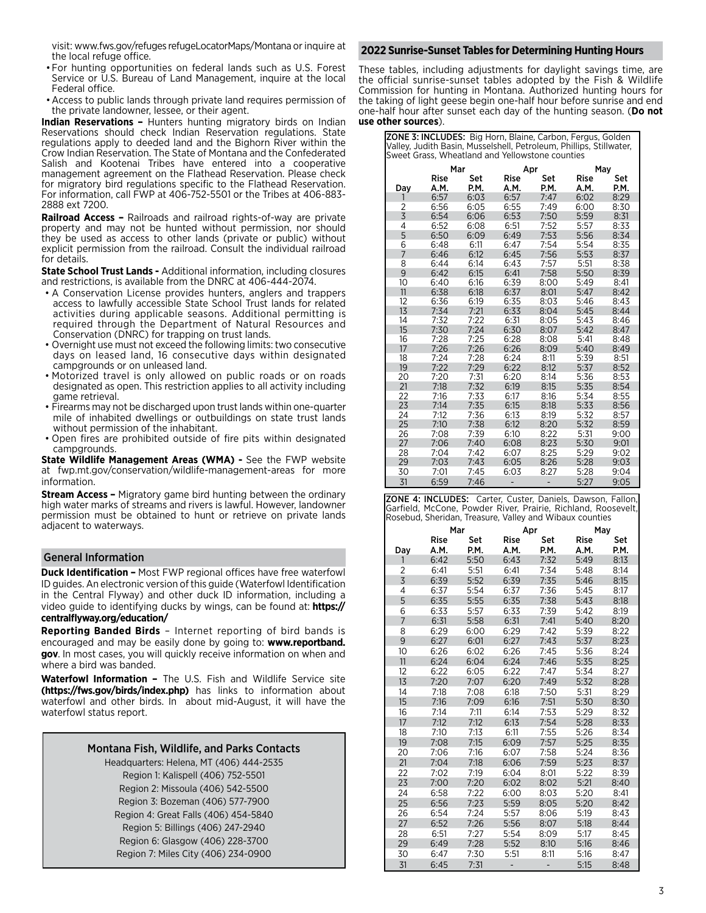visit: www.fws.gov/refuges refugeLocatorMaps/Montana or inquire at the local refuge office.

- For hunting opportunities on federal lands such as U.S. Forest Service or U.S. Bureau of Land Management, inquire at the local Federal office.
- Access to public lands through private land requires permission of the private landowner, lessee, or their agent.

**Indian Reservations –** Hunters hunting migratory birds on Indian Reservations should check Indian Reservation regulations. State regulations apply to deeded land and the Bighorn River within the Crow Indian Reservation. The State of Montana and the Confederated Salish and Kootenai Tribes have entered into a cooperative management agreement on the Flathead Reservation. Please check for migratory bird regulations specific to the Flathead Reservation. For information, call FWP at 406-752-5501 or the Tribes at 406-883-2888 ext 7200.

**Railroad Access –** Railroads and railroad rights-of-way are private property and may not be hunted without permission, nor should they be used as access to other lands (private or public) without explicit permission from the railroad. Consult the individual railroad for details.

**State School Trust Lands -** Additional information, including closures and restrictions, is available from the DNRC at 406-444-2074.

- A Conservation License provides hunters, anglers and trappers access to lawfully accessible State School Trust lands for related activities during applicable seasons. Additional permitting is required through the Department of Natural Resources and Conservation (DNRC) for trapping on trust lands.
- Overnight use must not exceed the following limits: two consecutive days on leased land, 16 consecutive days within designated campgrounds or on unleased land.
- Motorized travel is only allowed on public roads or on roads designated as open. This restriction applies to all activity including game retrieval.
- Firearms may not be discharged upon trust lands within one-quarter mile of inhabited dwellings or outbuildings on state trust lands without permission of the inhabitant.
- Open fires are prohibited outside of fire pits within designated campgrounds.

**State Wildlife Management Areas (WMA) -** See the FWP website at fwp.mt.gov/conservation/wildlife-management-areas for more information.

**Stream Access –** Migratory game bird hunting between the ordinary high water marks of streams and rivers is lawful. However, landowner permission must be obtained to hunt or retrieve on private lands adjacent to waterways.

## General Information

**Duck Identification –** Most FWP regional offices have free waterfowl ID guides. An electronic version of this guide (Waterfowl Identification in the Central Flyway) and other duck ID information, including a video guide to identifying ducks by wings, can be found at: **https://centralflyway.org/education/**

**Reporting Banded Birds** – Internet reporting of bird bands is encouraged and may be easily done by going to: **www.reportband.gov**. In most cases, you will quickly receive information on when and where a bird was banded.

**Waterfowl Information –** The U.S. Fish and Wildlife Service site **(https://fws.gov/birds/index.php)** has links to information about waterfowl and other birds. In about mid-August, it will have the waterfowl status report.

### Montana Fish, Wildlife, and Parks Contacts

Headquarters: Helena, MT (406) 444-2535
Region 1: Kalispell (406) 752-5501
Region 2: Missoula (406) 542-5500
Region 3: Bozeman (406) 577-7900
Region 4: Great Falls (406) 454-5840
Region 5: Billings (406) 247-2940
Region 6: Glasgow (406) 228-3700
Region 7: Miles City (406) 234-0900

## 2022 Sunrise-Sunset Tables for Determining Hunting Hours

These tables, including adjustments for daylight savings time, are the official sunrise-sunset tables adopted by the Fish & Wildlife Commission for hunting in Montana. Authorized hunting hours for the taking of light geese begin one-half hour before sunrise and end one-half hour after sunset each day of the hunting season. (**Do not use other sources**).

**ZONE 3: INCLUDES:** Big Horn, Blaine, Carbon, Fergus, Golden Valley, Judith Basin, Musselshell, Petroleum, Phillips, Stillwater, Sweet Grass, Wheatland and Yellowstone counties

| | Mar | | Apr | | May | |
|---|---|---|---|---|---|---|
| Day | Rise A.M. | Set P.M. | Rise A.M. | Set P.M. | Rise A.M. | Set P.M. |
| 1 | 6:57 | 6:03 | 6:57 | 7:47 | 6:02 | 8:29 |
| 2 | 6:56 | 6:05 | 6:55 | 7:49 | 6:00 | 8:30 |
| 3 | 6:54 | 6:06 | 6:53 | 7:50 | 5:59 | 8:31 |
| 4 | 6:52 | 6:08 | 6:51 | 7:52 | 5:57 | 8:33 |
| 5 | 6:50 | 6:09 | 6:49 | 7:53 | 5:56 | 8:34 |
| 6 | 6:48 | 6:11 | 6:47 | 7:54 | 5:54 | 8:35 |
| 7 | 6:46 | 6:12 | 6:45 | 7:56 | 5:53 | 8:37 |
| 8 | 6:44 | 6:14 | 6:43 | 7:57 | 5:51 | 8:38 |
| 9 | 6:42 | 6:15 | 6:41 | 7:58 | 5:50 | 8:39 |
| 10 | 6:40 | 6:16 | 6:39 | 8:00 | 5:49 | 8:41 |
| 11 | 6:38 | 6:18 | 6:37 | 8:01 | 5:47 | 8:42 |
| 12 | 6:36 | 6:19 | 6:35 | 8:03 | 5:46 | 8:43 |
| 13 | 7:34 | 7:21 | 6:33 | 8:04 | 5:45 | 8:44 |
| 14 | 7:32 | 7:22 | 6:31 | 8:05 | 5:43 | 8:46 |
| 15 | 7:30 | 7:24 | 6:30 | 8:07 | 5:42 | 8:47 |
| 16 | 7:28 | 7:25 | 6:28 | 8:08 | 5:41 | 8:48 |
| 17 | 7:26 | 7:26 | 6:26 | 8:09 | 5:40 | 8:49 |
| 18 | 7:24 | 7:28 | 6:24 | 8:11 | 5:39 | 8:51 |
| 19 | 7:22 | 7:29 | 6:22 | 8:12 | 5:37 | 8:52 |
| 20 | 7:20 | 7:31 | 6:20 | 8:14 | 5:36 | 8:53 |
| 21 | 7:18 | 7:32 | 6:19 | 8:15 | 5:35 | 8:54 |
| 22 | 7:16 | 7:33 | 6:17 | 8:16 | 5:34 | 8:55 |
| 23 | 7:14 | 7:35 | 6:15 | 8:18 | 5:33 | 8:56 |
| 24 | 7:12 | 7:36 | 6:13 | 8:19 | 5:32 | 8:57 |
| 25 | 7:10 | 7:38 | 6:12 | 8:20 | 5:32 | 8:59 |
| 26 | 7:08 | 7:39 | 6:10 | 8:22 | 5:31 | 9:00 |
| 27 | 7:06 | 7:40 | 6:08 | 8:23 | 5:30 | 9:01 |
| 28 | 7:04 | 7:42 | 6:07 | 8:25 | 5:29 | 9:02 |
| 29 | 7:03 | 7:43 | 6:05 | 8:26 | 5:28 | 9:03 |
| 30 | 7:01 | 7:45 | 6:03 | 8:27 | 5:28 | 9:04 |
| 31 | 6:59 | 7:46 | - | - | 5:27 | 9:05 |

**ZONE 4: INCLUDES:** Carter, Custer, Daniels, Dawson, Fallon, Garfield, McCone, Powder River, Prairie, Richland, Roosevelt, Rosebud, Sheridan, Treasure, Valley and Wibaux counties

| | Mar | | Apr | | May | |
|---|---|---|---|---|---|---|
| Day | Rise A.M. | Set P.M. | Rise A.M. | Set P.M. | Rise A.M. | Set P.M. |
| 1 | 6:42 | 5:50 | 6:43 | 7:32 | 5:49 | 8:13 |
| 2 | 6:41 | 5:51 | 6:41 | 7:34 | 5:48 | 8:14 |
| 3 | 6:39 | 5:52 | 6:39 | 7:35 | 5:46 | 8:15 |
| 4 | 6:37 | 5:54 | 6:37 | 7:36 | 5:45 | 8:17 |
| 5 | 6:35 | 5:55 | 6:35 | 7:38 | 5:43 | 8:18 |
| 6 | 6:33 | 5:57 | 6:33 | 7:39 | 5:42 | 8:19 |
| 7 | 6:31 | 5:58 | 6:31 | 7:41 | 5:40 | 8:20 |
| 8 | 6:29 | 6:00 | 6:29 | 7:42 | 5:39 | 8:22 |
| 9 | 6:27 | 6:01 | 6:27 | 7:43 | 5:37 | 8:23 |
| 10 | 6:26 | 6:02 | 6:26 | 7:45 | 5:36 | 8:24 |
| 11 | 6:24 | 6:04 | 6:24 | 7:46 | 5:35 | 8:25 |
| 12 | 6:22 | 6:05 | 6:22 | 7:47 | 5:34 | 8:27 |
| 13 | 7:20 | 7:07 | 6:20 | 7:49 | 5:32 | 8:28 |
| 14 | 7:18 | 7:08 | 6:18 | 7:50 | 5:31 | 8:29 |
| 15 | 7:16 | 7:09 | 6:16 | 7:51 | 5:30 | 8:30 |
| 16 | 7:14 | 7:11 | 6:14 | 7:53 | 5:29 | 8:32 |
| 17 | 7:12 | 7:12 | 6:13 | 7:54 | 5:28 | 8:33 |
| 18 | 7:10 | 7:13 | 6:11 | 7:55 | 5:26 | 8:34 |
| 19 | 7:08 | 7:15 | 6:09 | 7:57 | 5:25 | 8:35 |
| 20 | 7:06 | 7:16 | 6:07 | 7:58 | 5:24 | 8:36 |
| 21 | 7:04 | 7:18 | 6:06 | 7:59 | 5:23 | 8:37 |
| 22 | 7:02 | 7:19 | 6:04 | 8:01 | 5:22 | 8:39 |
| 23 | 7:00 | 7:20 | 6:02 | 8:02 | 5:21 | 8:40 |
| 24 | 6:58 | 7:22 | 6:00 | 8:03 | 5:20 | 8:41 |
| 25 | 6:56 | 7:23 | 5:59 | 8:05 | 5:20 | 8:42 |
| 26 | 6:54 | 7:24 | 5:57 | 8:06 | 5:19 | 8:43 |
| 27 | 6:52 | 7:26 | 5:56 | 8:07 | 5:18 | 8:44 |
| 28 | 6:51 | 7:27 | 5:54 | 8:09 | 5:17 | 8:45 |
| 29 | 6:49 | 7:28 | 5:52 | 8:10 | 5:16 | 8:46 |
| 30 | 6:47 | 7:30 | 5:51 | 8:11 | 5:16 | 8:47 |
| 31 | 6:45 | 7:31 | - | - | 5:15 | 8:48 |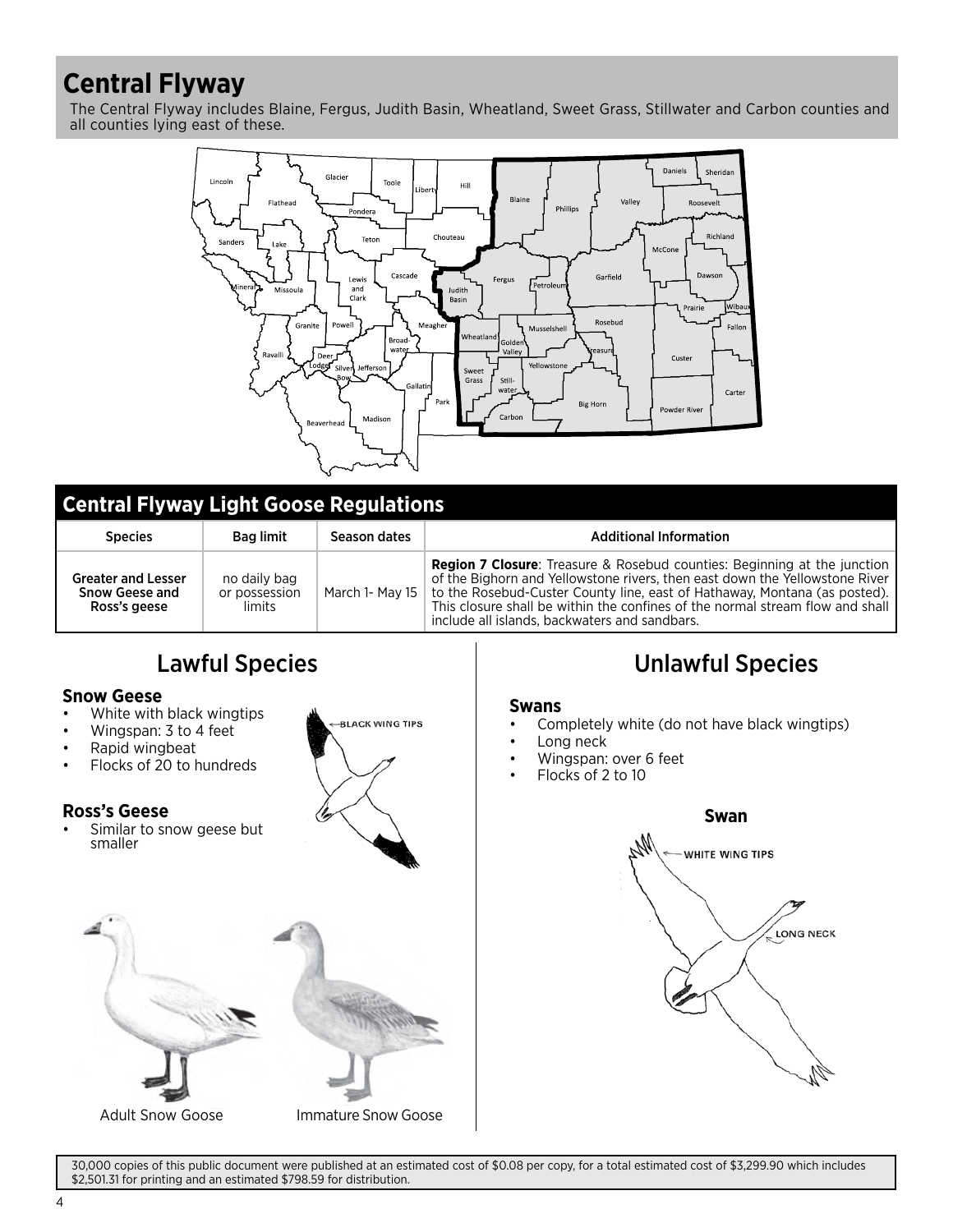## Central Flyway

The Central Flyway includes Blaine, Fergus, Judith Basin, Wheatland, Sweet Grass, Stillwater and Carbon counties and all counties lying east of these.

## Central Flyway Light Goose Regulations

| Species | Bag limit | Season dates | Additional Information |
| --- | --- | --- | --- |
| Greater and Lesser Snow Geese and Ross's geese | no daily bag or possession limits | March 1- May 15 | **Region 7 Closure**: Treasure & Rosebud counties: Beginning at the junction of the Bighorn and Yellowstone rivers, then east down the Yellowstone River to the Rosebud-Custer County line, east of Hathaway, Montana (as posted). This closure shall be within the confines of the normal stream flow and shall include all islands, backwaters and sandbars. |

## Lawful Species

### Snow Geese

- White with black wingtips
- Wingspan: 3 to 4 feet
- Rapid wingbeat
- Flocks of 20 to hundreds

### Ross's Geese

- Similar to snow geese but smaller

BLACK WING TIPS

Adult Snow Goose

Immature Snow Goose

## Unlawful Species

### Swans

- Completely white (do not have black wingtips)
- Long neck
- Wingspan: over 6 feet
- Flocks of 2 to 10

**Swan**

WHITE WING TIPS

LONG NECK

30,000 copies of this public document were published at an estimated cost of $0.08 per copy, for a total estimated cost of $3,299.90 which includes $2,501.31 for printing and an estimated $798.59 for distribution.